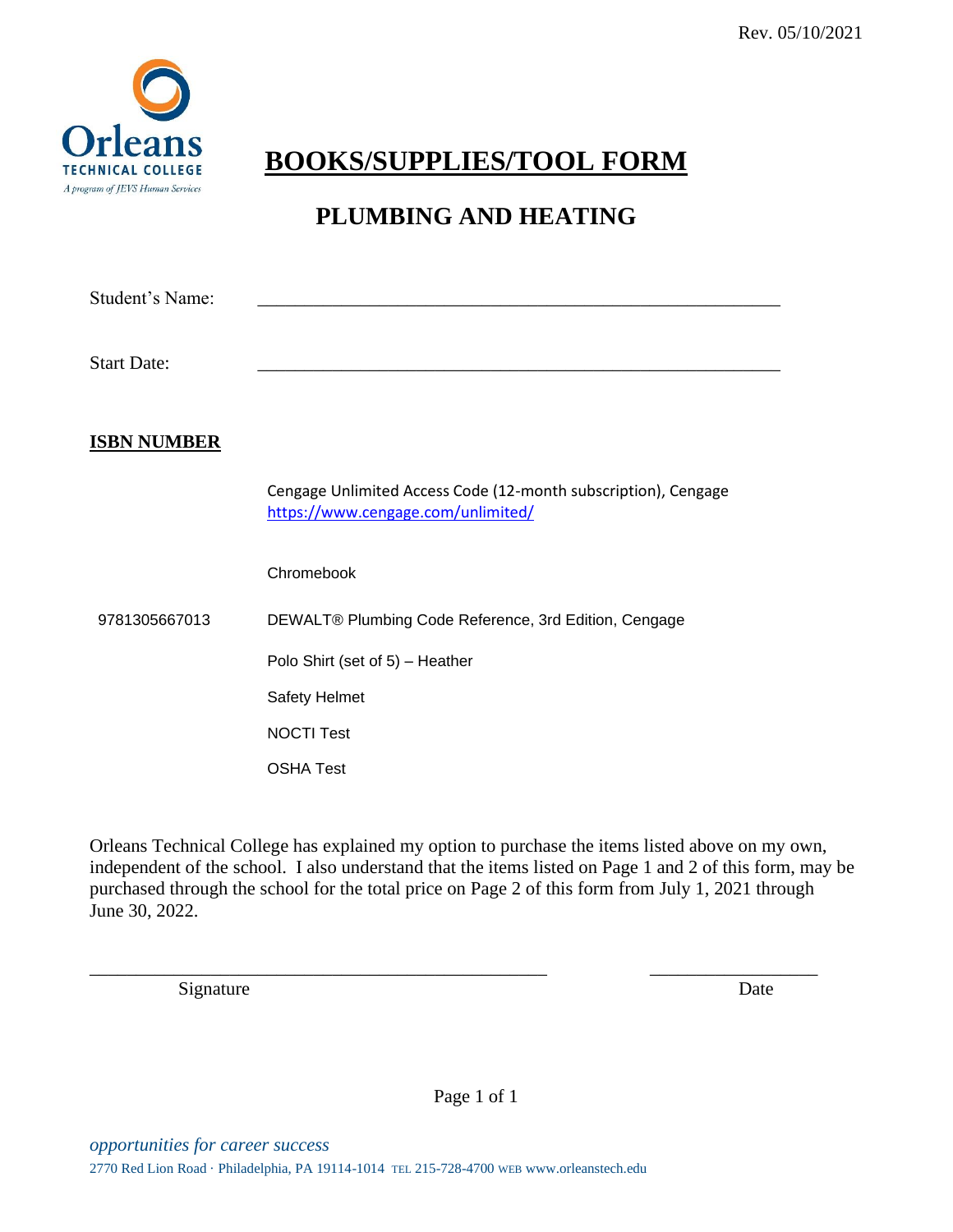Rev. 05/10/2021

Orleans
TECHNICAL COLLEGE
*A program of JEVS Human Services*

# BOOKS/SUPPLIES/TOOL FORM

## PLUMBING AND HEATING

Student's Name: ________________________________________________

Start Date: ________________________________________________

**ISBN NUMBER**

| ISBN NUMBER | Item |
| --- | --- |
| | Cengage Unlimited Access Code (12-month subscription), Cengage https://www.cengage.com/unlimited/ |
| | Chromebook |
| 9781305667013 | DEWALT® Plumbing Code Reference, 3rd Edition, Cengage |
| | Polo Shirt (set of 5) – Heather |
| | Safety Helmet |
| | NOCTI Test |
| | OSHA Test |

Orleans Technical College has explained my option to purchase the items listed above on my own, independent of the school. I also understand that the items listed on Page 1 and 2 of this form, may be purchased through the school for the total price on Page 2 of this form from July 1, 2021 through June 30, 2022.

________________________________________________ ____________________

Signature Date

*opportunities for career success*

2770 Red Lion Road · Philadelphia, PA 19114-1014 TEL 215-728-4700 WEB www.orleanstech.edu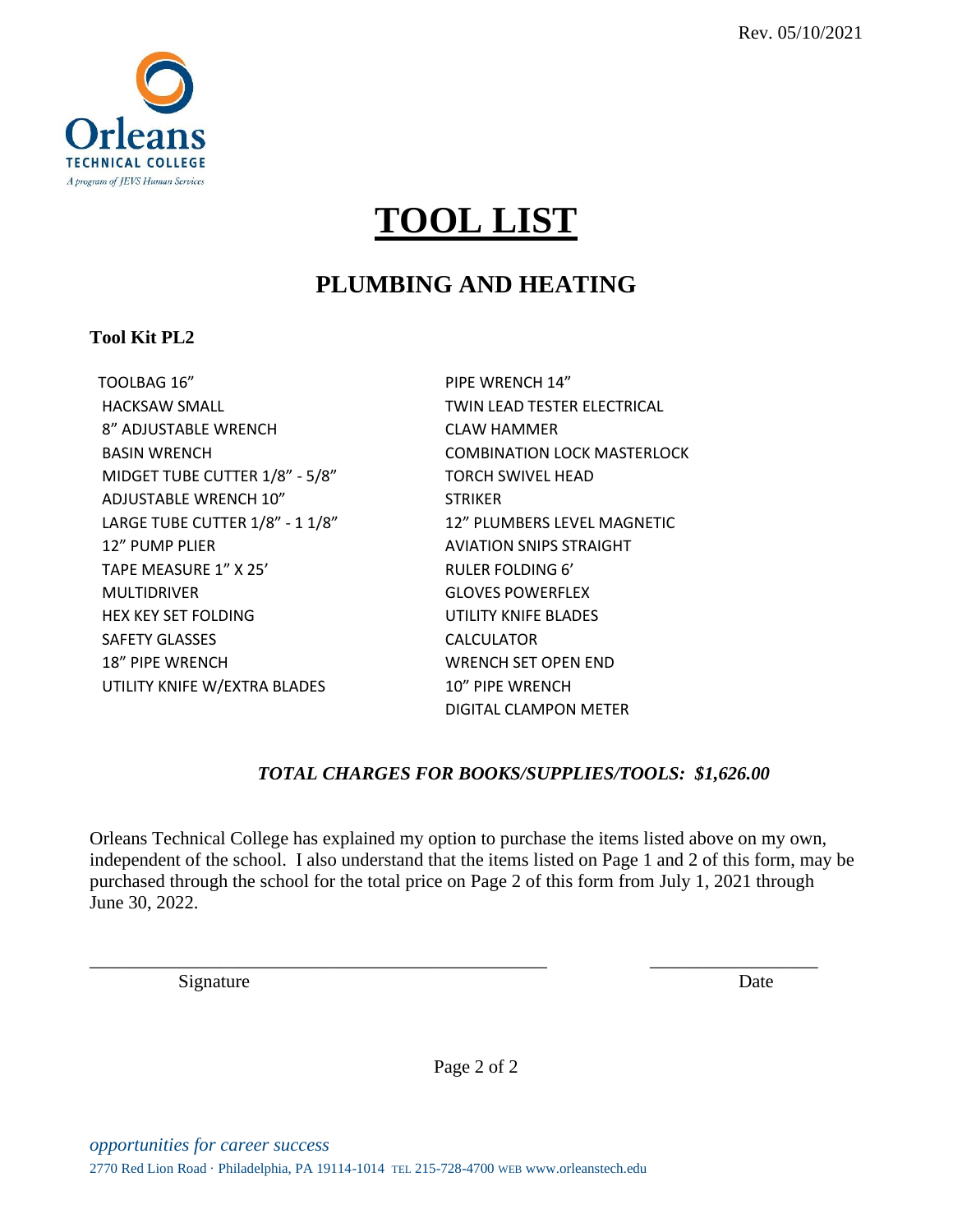Rev. 05/10/2021

Orleans TECHNICAL COLLEGE
*A program of JEVS Human Services*

# TOOL LIST

## PLUMBING AND HEATING

**Tool Kit PL2**

- TOOLBAG 16”
- HACKSAW SMALL
- 8” ADJUSTABLE WRENCH
- BASIN WRENCH
- MIDGET TUBE CUTTER 1/8” - 5/8”
- ADJUSTABLE WRENCH 10”
- LARGE TUBE CUTTER 1/8” - 1 1/8”
- 12” PUMP PLIER
- TAPE MEASURE 1” X 25’
- MULTIDRIVER
- HEX KEY SET FOLDING
- SAFETY GLASSES
- 18” PIPE WRENCH
- UTILITY KNIFE W/EXTRA BLADES
- PIPE WRENCH 14”
- TWIN LEAD TESTER ELECTRICAL
- CLAW HAMMER
- COMBINATION LOCK MASTERLOCK
- TORCH SWIVEL HEAD
- STRIKER
- 12” PLUMBERS LEVEL MAGNETIC
- AVIATION SNIPS STRAIGHT
- RULER FOLDING 6’
- GLOVES POWERFLEX
- UTILITY KNIFE BLADES
- CALCULATOR
- WRENCH SET OPEN END
- 10” PIPE WRENCH
- DIGITAL CLAMPON METER

***TOTAL CHARGES FOR BOOKS/SUPPLIES/TOOLS: $1,626.00***

Orleans Technical College has explained my option to purchase the items listed above on my own, independent of the school. I also understand that the items listed on Page 1 and 2 of this form, may be purchased through the school for the total price on Page 2 of this form from July 1, 2021 through June 30, 2022.

_________________________________________________ \_\_\_\_\_\_\_\_\_\_\_\_\_\_\_\_\_\_

Signature Date

*opportunities for career success*

2770 Red Lion Road · Philadelphia, PA 19114-1014 TEL 215-728-4700 WEB www.orleanstech.edu